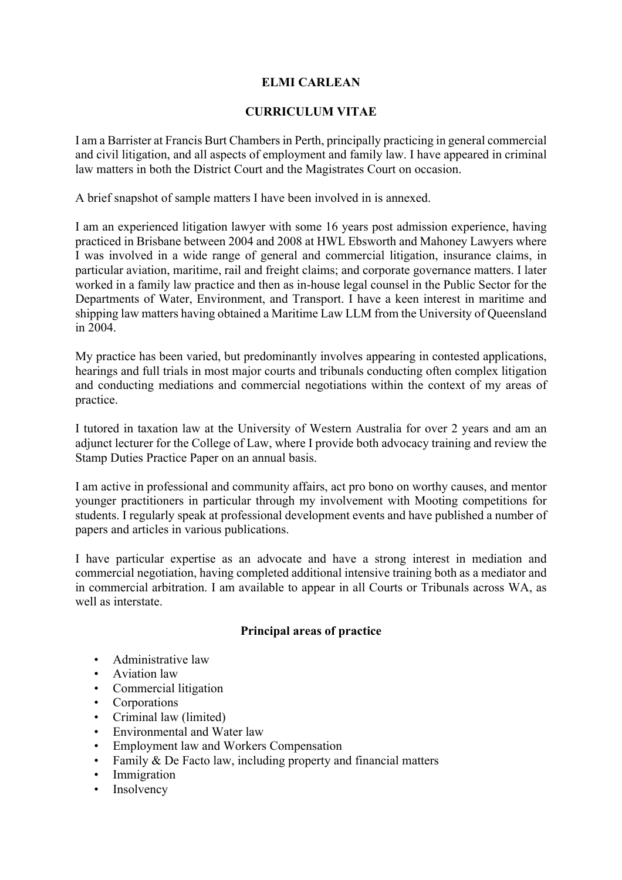# ELMI CARLEAN

## CURRICULUM VITAE

I am a Barrister at Francis Burt Chambers in Perth, principally practicing in general commercial and civil litigation, and all aspects of employment and family law. I have appeared in criminal law matters in both the District Court and the Magistrates Court on occasion.

A brief snapshot of sample matters I have been involved in is annexed.

I am an experienced litigation lawyer with some 16 years post admission experience, having practiced in Brisbane between 2004 and 2008 at HWL Ebsworth and Mahoney Lawyers where I was involved in a wide range of general and commercial litigation, insurance claims, in particular aviation, maritime, rail and freight claims; and corporate governance matters. I later worked in a family law practice and then as in-house legal counsel in the Public Sector for the Departments of Water, Environment, and Transport. I have a keen interest in maritime and shipping law matters having obtained a Maritime Law LLM from the University of Queensland in 2004.

My practice has been varied, but predominantly involves appearing in contested applications, hearings and full trials in most major courts and tribunals conducting often complex litigation and conducting mediations and commercial negotiations within the context of my areas of practice.

I tutored in taxation law at the University of Western Australia for over 2 years and am an adjunct lecturer for the College of Law, where I provide both advocacy training and review the Stamp Duties Practice Paper on an annual basis.

I am active in professional and community affairs, act pro bono on worthy causes, and mentor younger practitioners in particular through my involvement with Mooting competitions for students. I regularly speak at professional development events and have published a number of papers and articles in various publications.

I have particular expertise as an advocate and have a strong interest in mediation and commercial negotiation, having completed additional intensive training both as a mediator and in commercial arbitration. I am available to appear in all Courts or Tribunals across WA, as well as interstate.

### Principal areas of practice

- Administrative law
- Aviation law
- Commercial litigation
- Corporations
- Criminal law (limited)
- Environmental and Water law
- Employment law and Workers Compensation
- Family & De Facto law, including property and financial matters
- Immigration
- Insolvency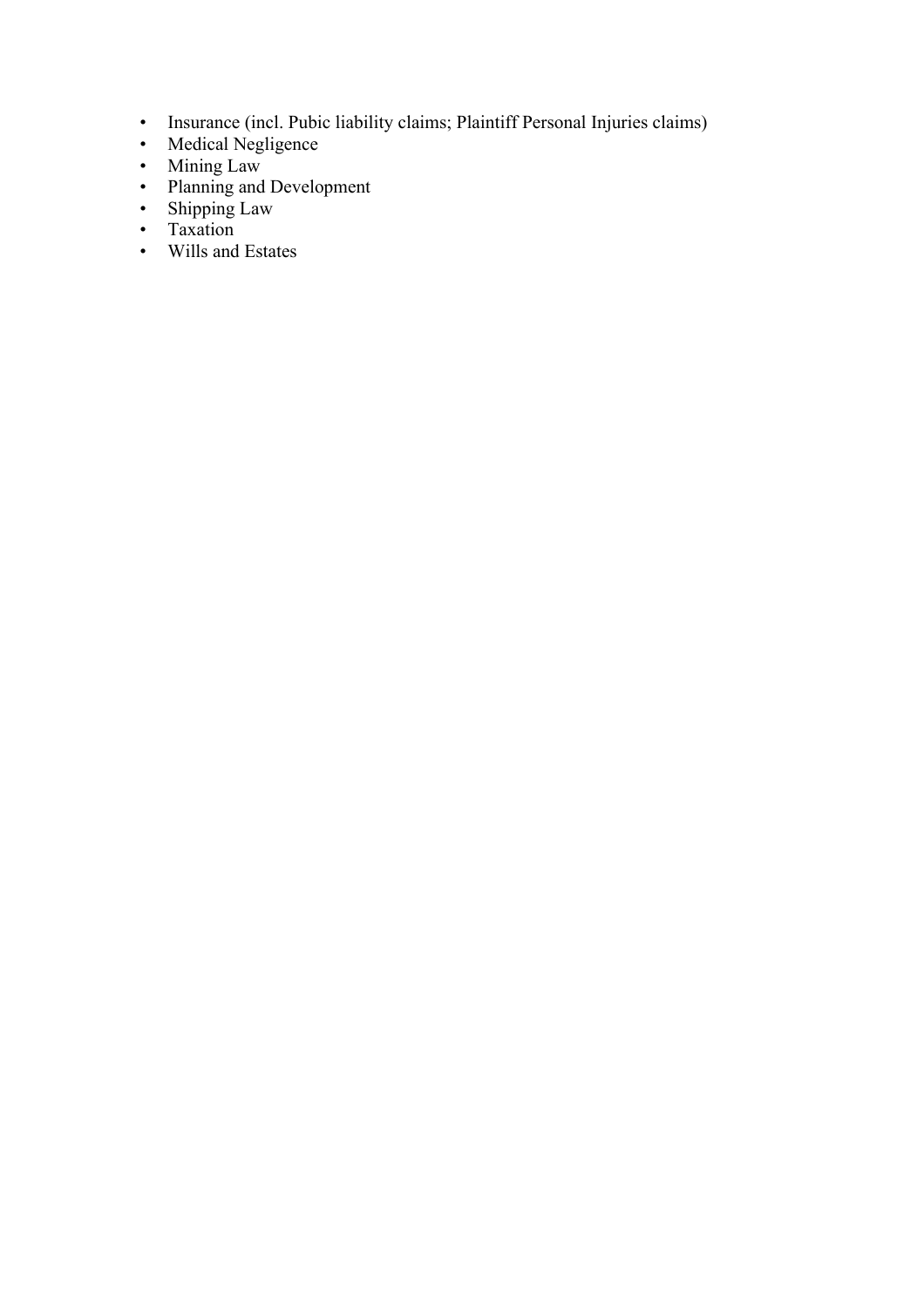- Insurance (incl. Pubic liability claims; Plaintiff Personal Injuries claims)
- Medical Negligence
- Mining Law
- Planning and Development
- Shipping Law
- Taxation
- Wills and Estates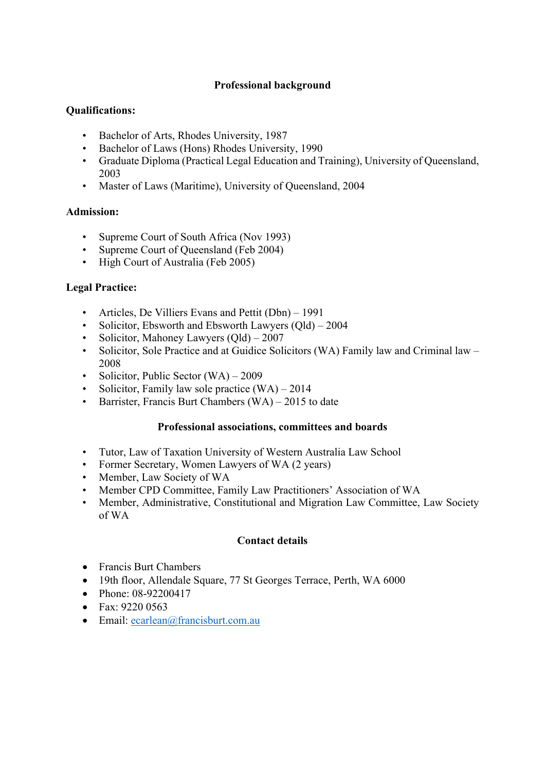## Professional background

**Qualifications:**

- Bachelor of Arts, Rhodes University, 1987
- Bachelor of Laws (Hons) Rhodes University, 1990
- Graduate Diploma (Practical Legal Education and Training), University of Queensland, 2003
- Master of Laws (Maritime), University of Queensland, 2004

**Admission:**

- Supreme Court of South Africa (Nov 1993)
- Supreme Court of Queensland (Feb 2004)
- High Court of Australia (Feb 2005)

**Legal Practice:**

- Articles, De Villiers Evans and Pettit (Dbn) – 1991
- Solicitor, Ebsworth and Ebsworth Lawyers (Qld) – 2004
- Solicitor, Mahoney Lawyers (Qld) – 2007
- Solicitor, Sole Practice and at Guidice Solicitors (WA) Family law and Criminal law – 2008
- Solicitor, Public Sector (WA) – 2009
- Solicitor, Family law sole practice (WA) – 2014
- Barrister, Francis Burt Chambers (WA) – 2015 to date

## Professional associations, committees and boards

- Tutor, Law of Taxation University of Western Australia Law School
- Former Secretary, Women Lawyers of WA (2 years)
- Member, Law Society of WA
- Member CPD Committee, Family Law Practitioners' Association of WA
- Member, Administrative, Constitutional and Migration Law Committee, Law Society of WA

## Contact details

- Francis Burt Chambers
- 19th floor, Allendale Square, 77 St Georges Terrace, Perth, WA 6000
- Phone: 08-92200417
- Fax: 9220 0563
- Email: ecarlean@francisburt.com.au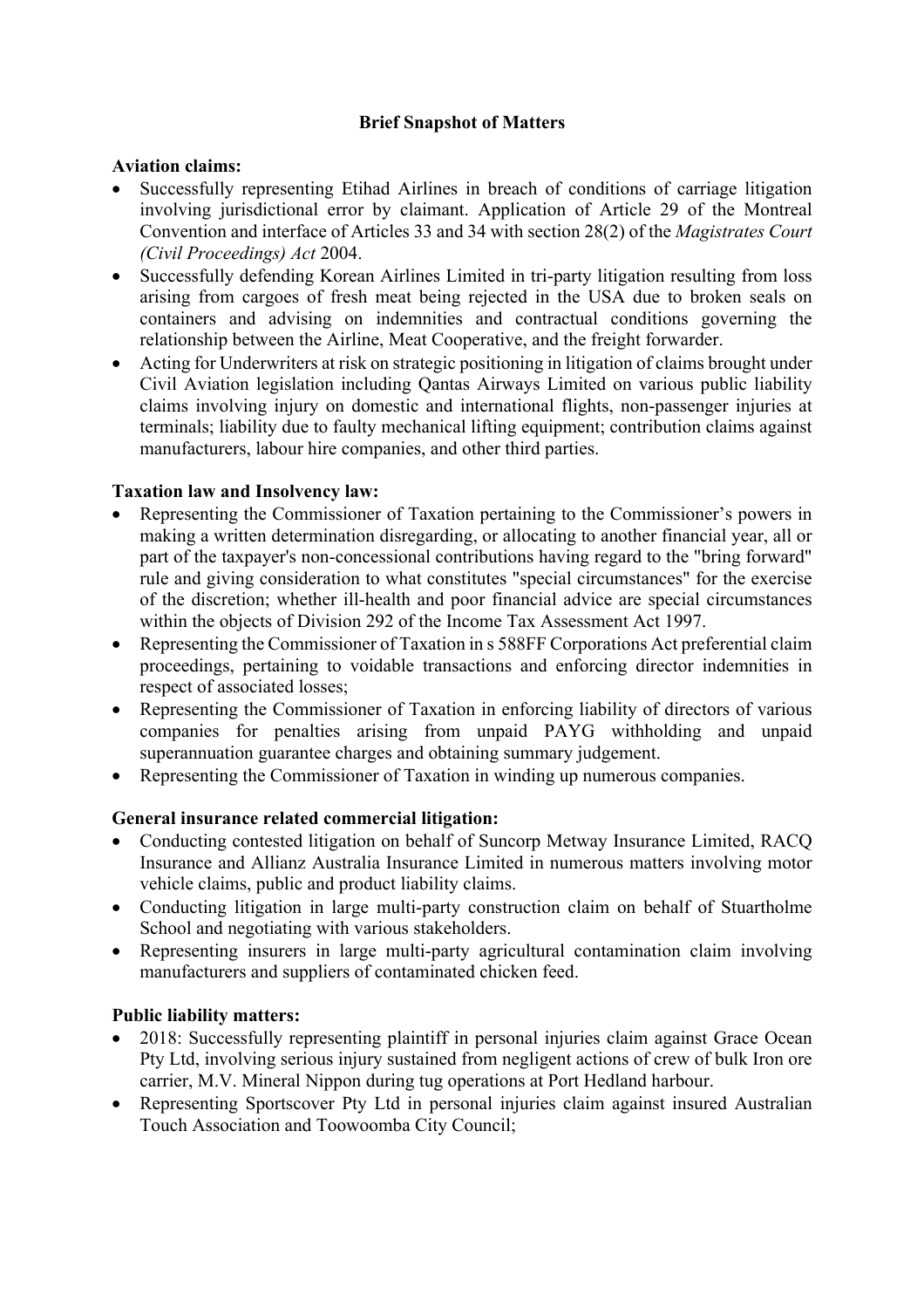**Brief Snapshot of Matters**

**Aviation claims:**

- Successfully representing Etihad Airlines in breach of conditions of carriage litigation involving jurisdictional error by claimant. Application of Article 29 of the Montreal Convention and interface of Articles 33 and 34 with section 28(2) of the *Magistrates Court (Civil Proceedings) Act* 2004.
- Successfully defending Korean Airlines Limited in tri-party litigation resulting from loss arising from cargoes of fresh meat being rejected in the USA due to broken seals on containers and advising on indemnities and contractual conditions governing the relationship between the Airline, Meat Cooperative, and the freight forwarder.
- Acting for Underwriters at risk on strategic positioning in litigation of claims brought under Civil Aviation legislation including Qantas Airways Limited on various public liability claims involving injury on domestic and international flights, non-passenger injuries at terminals; liability due to faulty mechanical lifting equipment; contribution claims against manufacturers, labour hire companies, and other third parties.

**Taxation law and Insolvency law:**

- Representing the Commissioner of Taxation pertaining to the Commissioner's powers in making a written determination disregarding, or allocating to another financial year, all or part of the taxpayer's non-concessional contributions having regard to the "bring forward" rule and giving consideration to what constitutes "special circumstances" for the exercise of the discretion; whether ill-health and poor financial advice are special circumstances within the objects of Division 292 of the Income Tax Assessment Act 1997.
- Representing the Commissioner of Taxation in s 588FF Corporations Act preferential claim proceedings, pertaining to voidable transactions and enforcing director indemnities in respect of associated losses;
- Representing the Commissioner of Taxation in enforcing liability of directors of various companies for penalties arising from unpaid PAYG withholding and unpaid superannuation guarantee charges and obtaining summary judgement.
- Representing the Commissioner of Taxation in winding up numerous companies.

**General insurance related commercial litigation:**

- Conducting contested litigation on behalf of Suncorp Metway Insurance Limited, RACQ Insurance and Allianz Australia Insurance Limited in numerous matters involving motor vehicle claims, public and product liability claims.
- Conducting litigation in large multi-party construction claim on behalf of Stuartholme School and negotiating with various stakeholders.
- Representing insurers in large multi-party agricultural contamination claim involving manufacturers and suppliers of contaminated chicken feed.

**Public liability matters:**

- 2018: Successfully representing plaintiff in personal injuries claim against Grace Ocean Pty Ltd, involving serious injury sustained from negligent actions of crew of bulk Iron ore carrier, M.V. Mineral Nippon during tug operations at Port Hedland harbour.
- Representing Sportscover Pty Ltd in personal injuries claim against insured Australian Touch Association and Toowoomba City Council;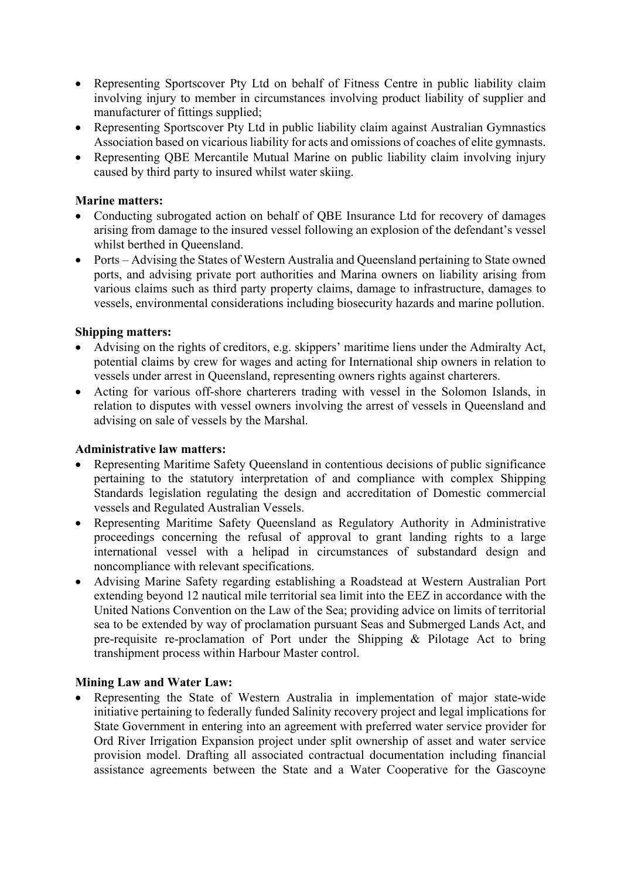- Representing Sportscover Pty Ltd on behalf of Fitness Centre in public liability claim involving injury to member in circumstances involving product liability of supplier and manufacturer of fittings supplied;
- Representing Sportscover Pty Ltd in public liability claim against Australian Gymnastics Association based on vicarious liability for acts and omissions of coaches of elite gymnasts.
- Representing QBE Mercantile Mutual Marine on public liability claim involving injury caused by third party to insured whilst water skiing.

**Marine matters:**

- Conducting subrogated action on behalf of QBE Insurance Ltd for recovery of damages arising from damage to the insured vessel following an explosion of the defendant's vessel whilst berthed in Queensland.
- Ports – Advising the States of Western Australia and Queensland pertaining to State owned ports, and advising private port authorities and Marina owners on liability arising from various claims such as third party property claims, damage to infrastructure, damages to vessels, environmental considerations including biosecurity hazards and marine pollution.

**Shipping matters:**

- Advising on the rights of creditors, e.g. skippers' maritime liens under the Admiralty Act, potential claims by crew for wages and acting for International ship owners in relation to vessels under arrest in Queensland, representing owners rights against charterers.
- Acting for various off-shore charterers trading with vessel in the Solomon Islands, in relation to disputes with vessel owners involving the arrest of vessels in Queensland and advising on sale of vessels by the Marshal.

**Administrative law matters:**

- Representing Maritime Safety Queensland in contentious decisions of public significance pertaining to the statutory interpretation of and compliance with complex Shipping Standards legislation regulating the design and accreditation of Domestic commercial vessels and Regulated Australian Vessels.
- Representing Maritime Safety Queensland as Regulatory Authority in Administrative proceedings concerning the refusal of approval to grant landing rights to a large international vessel with a helipad in circumstances of substandard design and noncompliance with relevant specifications.
- Advising Marine Safety regarding establishing a Roadstead at Western Australian Port extending beyond 12 nautical mile territorial sea limit into the EEZ in accordance with the United Nations Convention on the Law of the Sea; providing advice on limits of territorial sea to be extended by way of proclamation pursuant Seas and Submerged Lands Act, and pre-requisite re-proclamation of Port under the Shipping & Pilotage Act to bring transhipment process within Harbour Master control.

**Mining Law and Water Law:**

- Representing the State of Western Australia in implementation of major state-wide initiative pertaining to federally funded Salinity recovery project and legal implications for State Government in entering into an agreement with preferred water service provider for Ord River Irrigation Expansion project under split ownership of asset and water service provision model. Drafting all associated contractual documentation including financial assistance agreements between the State and a Water Cooperative for the Gascoyne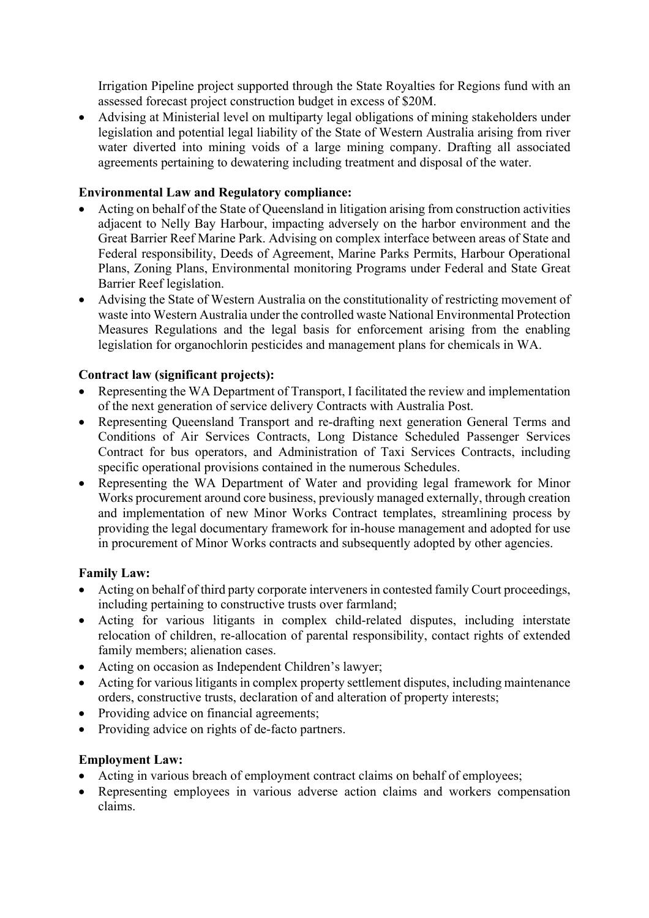Irrigation Pipeline project supported through the State Royalties for Regions fund with an assessed forecast project construction budget in excess of $20M.

- Advising at Ministerial level on multiparty legal obligations of mining stakeholders under legislation and potential legal liability of the State of Western Australia arising from river water diverted into mining voids of a large mining company. Drafting all associated agreements pertaining to dewatering including treatment and disposal of the water.

**Environmental Law and Regulatory compliance:**

- Acting on behalf of the State of Queensland in litigation arising from construction activities adjacent to Nelly Bay Harbour, impacting adversely on the harbor environment and the Great Barrier Reef Marine Park. Advising on complex interface between areas of State and Federal responsibility, Deeds of Agreement, Marine Parks Permits, Harbour Operational Plans, Zoning Plans, Environmental monitoring Programs under Federal and State Great Barrier Reef legislation.
- Advising the State of Western Australia on the constitutionality of restricting movement of waste into Western Australia under the controlled waste National Environmental Protection Measures Regulations and the legal basis for enforcement arising from the enabling legislation for organochlorin pesticides and management plans for chemicals in WA.

**Contract law (significant projects):**

- Representing the WA Department of Transport, I facilitated the review and implementation of the next generation of service delivery Contracts with Australia Post.
- Representing Queensland Transport and re-drafting next generation General Terms and Conditions of Air Services Contracts, Long Distance Scheduled Passenger Services Contract for bus operators, and Administration of Taxi Services Contracts, including specific operational provisions contained in the numerous Schedules.
- Representing the WA Department of Water and providing legal framework for Minor Works procurement around core business, previously managed externally, through creation and implementation of new Minor Works Contract templates, streamlining process by providing the legal documentary framework for in-house management and adopted for use in procurement of Minor Works contracts and subsequently adopted by other agencies.

**Family Law:**

- Acting on behalf of third party corporate interveners in contested family Court proceedings, including pertaining to constructive trusts over farmland;
- Acting for various litigants in complex child-related disputes, including interstate relocation of children, re-allocation of parental responsibility, contact rights of extended family members; alienation cases.
- Acting on occasion as Independent Children's lawyer;
- Acting for various litigants in complex property settlement disputes, including maintenance orders, constructive trusts, declaration of and alteration of property interests;
- Providing advice on financial agreements;
- Providing advice on rights of de-facto partners.

**Employment Law:**

- Acting in various breach of employment contract claims on behalf of employees;
- Representing employees in various adverse action claims and workers compensation claims.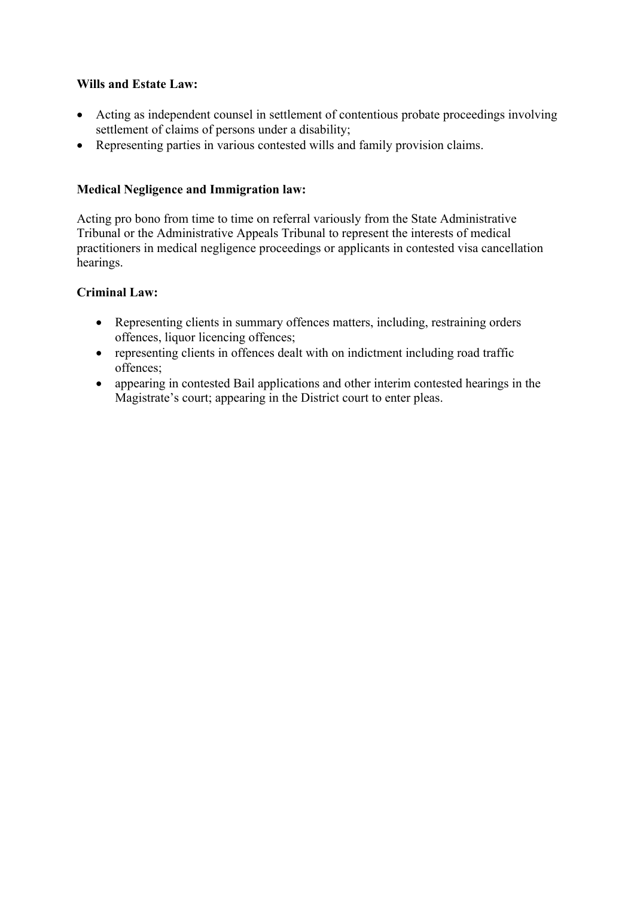**Wills and Estate Law:**

- Acting as independent counsel in settlement of contentious probate proceedings involving settlement of claims of persons under a disability;
- Representing parties in various contested wills and family provision claims.

**Medical Negligence and Immigration law:**

Acting pro bono from time to time on referral variously from the State Administrative Tribunal or the Administrative Appeals Tribunal to represent the interests of medical practitioners in medical negligence proceedings or applicants in contested visa cancellation hearings.

**Criminal Law:**

- Representing clients in summary offences matters, including, restraining orders offences, liquor licencing offences;
- representing clients in offences dealt with on indictment including road traffic offences;
- appearing in contested Bail applications and other interim contested hearings in the Magistrate's court; appearing in the District court to enter pleas.